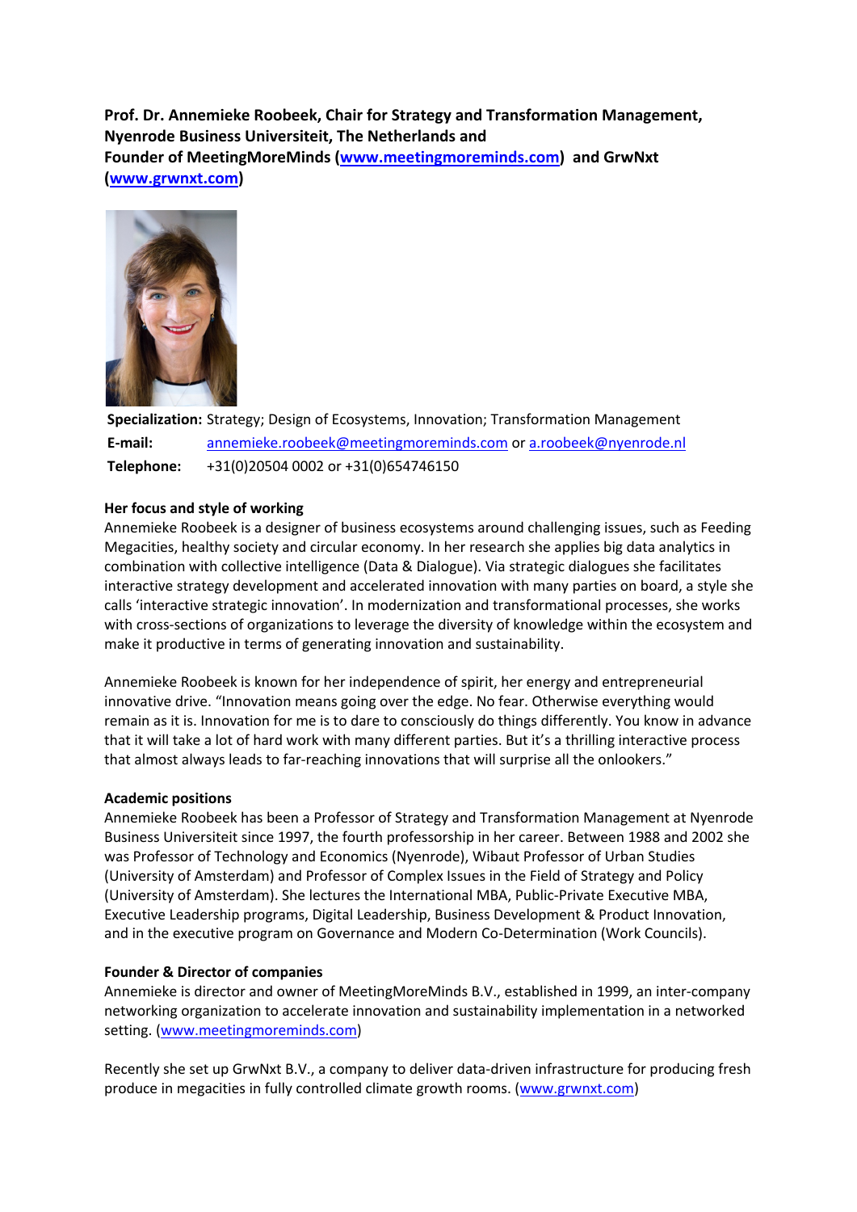**Prof. Dr. Annemieke Roobeek, Chair for Strategy and Transformation Management, Nyenrode Business Universiteit, The Netherlands and Founder of MeetingMoreMinds ([www.meetingmoreminds.com](http://www.meetingmoreminds.com)) and GrwNxt ([www.grwnxt.com](http://www.grwnxt.com))**

**Specialization:** Strategy; Design of Ecosystems, Innovation; Transformation Management
**E-mail:** annemieke.roobeek@meetingmoreminds.com or a.roobeek@nyenrode.nl
**Telephone:** +31(0)20504 0002 or +31(0)654746150

**Her focus and style of working**

Annemieke Roobeek is a designer of business ecosystems around challenging issues, such as Feeding Megacities, healthy society and circular economy. In her research she applies big data analytics in combination with collective intelligence (Data & Dialogue). Via strategic dialogues she facilitates interactive strategy development and accelerated innovation with many parties on board, a style she calls 'interactive strategic innovation'. In modernization and transformational processes, she works with cross-sections of organizations to leverage the diversity of knowledge within the ecosystem and make it productive in terms of generating innovation and sustainability.

Annemieke Roobeek is known for her independence of spirit, her energy and entrepreneurial innovative drive. "Innovation means going over the edge. No fear. Otherwise everything would remain as it is. Innovation for me is to dare to consciously do things differently. You know in advance that it will take a lot of hard work with many different parties. But it's a thrilling interactive process that almost always leads to far-reaching innovations that will surprise all the onlookers."

**Academic positions**

Annemieke Roobeek has been a Professor of Strategy and Transformation Management at Nyenrode Business Universiteit since 1997, the fourth professorship in her career. Between 1988 and 2002 she was Professor of Technology and Economics (Nyenrode), Wibaut Professor of Urban Studies (University of Amsterdam) and Professor of Complex Issues in the Field of Strategy and Policy (University of Amsterdam). She lectures the International MBA, Public-Private Executive MBA, Executive Leadership programs, Digital Leadership, Business Development & Product Innovation, and in the executive program on Governance and Modern Co-Determination (Work Councils).

**Founder & Director of companies**

Annemieke is director and owner of MeetingMoreMinds B.V., established in 1999, an inter-company networking organization to accelerate innovation and sustainability implementation in a networked setting. ([www.meetingmoreminds.com](http://www.meetingmoreminds.com))

Recently she set up GrwNxt B.V., a company to deliver data-driven infrastructure for producing fresh produce in megacities in fully controlled climate growth rooms. ([www.grwnxt.com](http://www.grwnxt.com))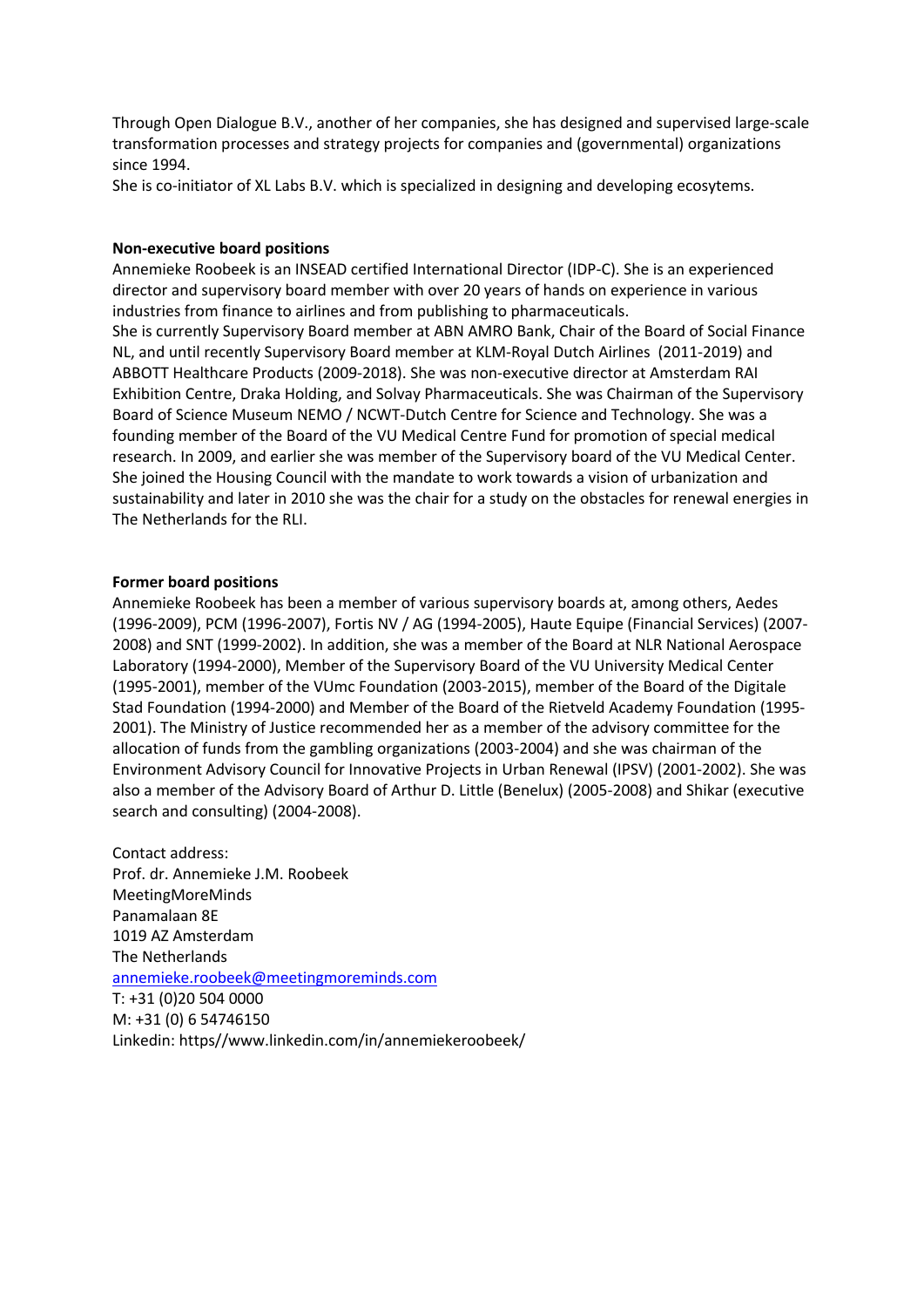Through Open Dialogue B.V., another of her companies, she has designed and supervised large-scale transformation processes and strategy projects for companies and (governmental) organizations since 1994.
She is co-initiator of XL Labs B.V. which is specialized in designing and developing ecosytems.

**Non-executive board positions**

Annemieke Roobeek is an INSEAD certified International Director (IDP-C). She is an experienced director and supervisory board member with over 20 years of hands on experience in various industries from finance to airlines and from publishing to pharmaceuticals.
She is currently Supervisory Board member at ABN AMRO Bank, Chair of the Board of Social Finance NL, and until recently Supervisory Board member at KLM-Royal Dutch Airlines (2011-2019) and ABBOTT Healthcare Products (2009-2018). She was non-executive director at Amsterdam RAI Exhibition Centre, Draka Holding, and Solvay Pharmaceuticals. She was Chairman of the Supervisory Board of Science Museum NEMO / NCWT-Dutch Centre for Science and Technology. She was a founding member of the Board of the VU Medical Centre Fund for promotion of special medical research. In 2009, and earlier she was member of the Supervisory board of the VU Medical Center. She joined the Housing Council with the mandate to work towards a vision of urbanization and sustainability and later in 2010 she was the chair for a study on the obstacles for renewal energies in The Netherlands for the RLI.

**Former board positions**

Annemieke Roobeek has been a member of various supervisory boards at, among others, Aedes (1996-2009), PCM (1996-2007), Fortis NV / AG (1994-2005), Haute Equipe (Financial Services) (2007-2008) and SNT (1999-2002). In addition, she was a member of the Board at NLR National Aerospace Laboratory (1994-2000), Member of the Supervisory Board of the VU University Medical Center (1995-2001), member of the VUmc Foundation (2003-2015), member of the Board of the Digitale Stad Foundation (1994-2000) and Member of the Board of the Rietveld Academy Foundation (1995-2001). The Ministry of Justice recommended her as a member of the advisory committee for the allocation of funds from the gambling organizations (2003-2004) and she was chairman of the Environment Advisory Council for Innovative Projects in Urban Renewal (IPSV) (2001-2002). She was also a member of the Advisory Board of Arthur D. Little (Benelux) (2005-2008) and Shikar (executive search and consulting) (2004-2008).

Contact address:
Prof. dr. Annemieke J.M. Roobeek
MeetingMoreMinds
Panamalaan 8E
1019 AZ Amsterdam
The Netherlands
annemieke.roobeek@meetingmoreminds.com
T: +31 (0)20 504 0000
M: +31 (0) 6 54746150
Linkedin: https//www.linkedin.com/in/annemiekeroobeek/